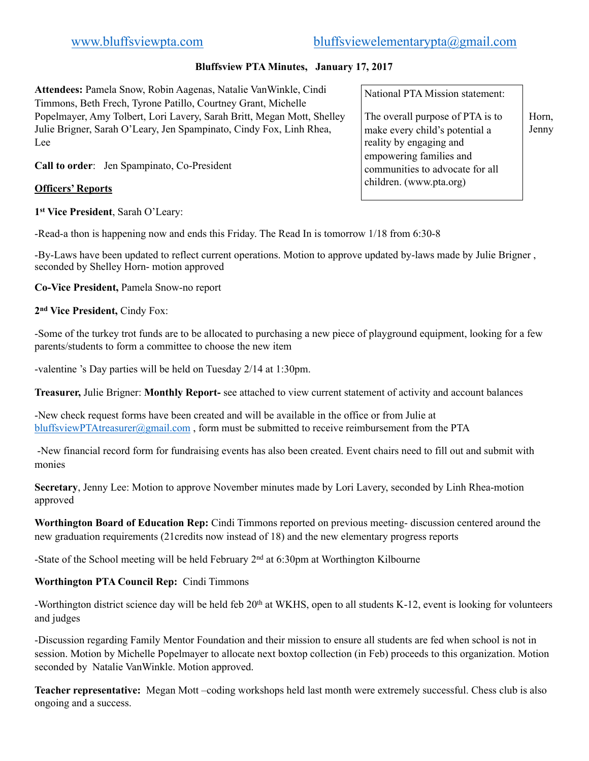www.bluffsviewpta.com    bluffsviewelementarypta@gmail.com

**Bluffsview PTA Minutes, January 17, 2017**

> National PTA Mission statement:
>
> The overall purpose of PTA is to make every child's potential a reality by engaging and empowering families and communities to advocate for all children. (www.pta.org)

**Attendees:** Pamela Snow, Robin Aagenas, Natalie VanWinkle, Cindi Timmons, Beth Frech, Tyrone Patillo, Courtney Grant, Michelle Popelmayer, Amy Tolbert, Lori Lavery, Sarah Britt, Megan Mott, Shelley Horn, Julie Brigner, Sarah O'Leary, Jen Spampinato, Cindy Fox, Linh Rhea, Jenny Lee

**Call to order**: Jen Spampinato, Co-President

**Officers' Reports**

**1st Vice President**, Sarah O'Leary:

-Read-a thon is happening now and ends this Friday. The Read In is tomorrow 1/18 from 6:30-8

-By-Laws have been updated to reflect current operations. Motion to approve updated by-laws made by Julie Brigner , seconded by Shelley Horn- motion approved

**Co-Vice President,** Pamela Snow-no report

**2nd Vice President,** Cindy Fox:

-Some of the turkey trot funds are to be allocated to purchasing a new piece of playground equipment, looking for a few parents/students to form a committee to choose the new item

-valentine 's Day parties will be held on Tuesday 2/14 at 1:30pm.

**Treasurer,** Julie Brigner: **Monthly Report-** see attached to view current statement of activity and account balances

-New check request forms have been created and will be available in the office or from Julie at bluffsviewPTAtreasurer@gmail.com , form must be submitted to receive reimbursement from the PTA

-New financial record form for fundraising events has also been created. Event chairs need to fill out and submit with monies

**Secretary**, Jenny Lee: Motion to approve November minutes made by Lori Lavery, seconded by Linh Rhea-motion approved

**Worthington Board of Education Rep:** Cindi Timmons reported on previous meeting- discussion centered around the new graduation requirements (21credits now instead of 18) and the new elementary progress reports

-State of the School meeting will be held February 2nd at 6:30pm at Worthington Kilbourne

**Worthington PTA Council Rep:** Cindi Timmons

-Worthington district science day will be held feb 20th at WKHS, open to all students K-12, event is looking for volunteers and judges

-Discussion regarding Family Mentor Foundation and their mission to ensure all students are fed when school is not in session. Motion by Michelle Popelmayer to allocate next boxtop collection (in Feb) proceeds to this organization. Motion seconded by Natalie VanWinkle. Motion approved.

**Teacher representative:** Megan Mott –coding workshops held last month were extremely successful. Chess club is also ongoing and a success.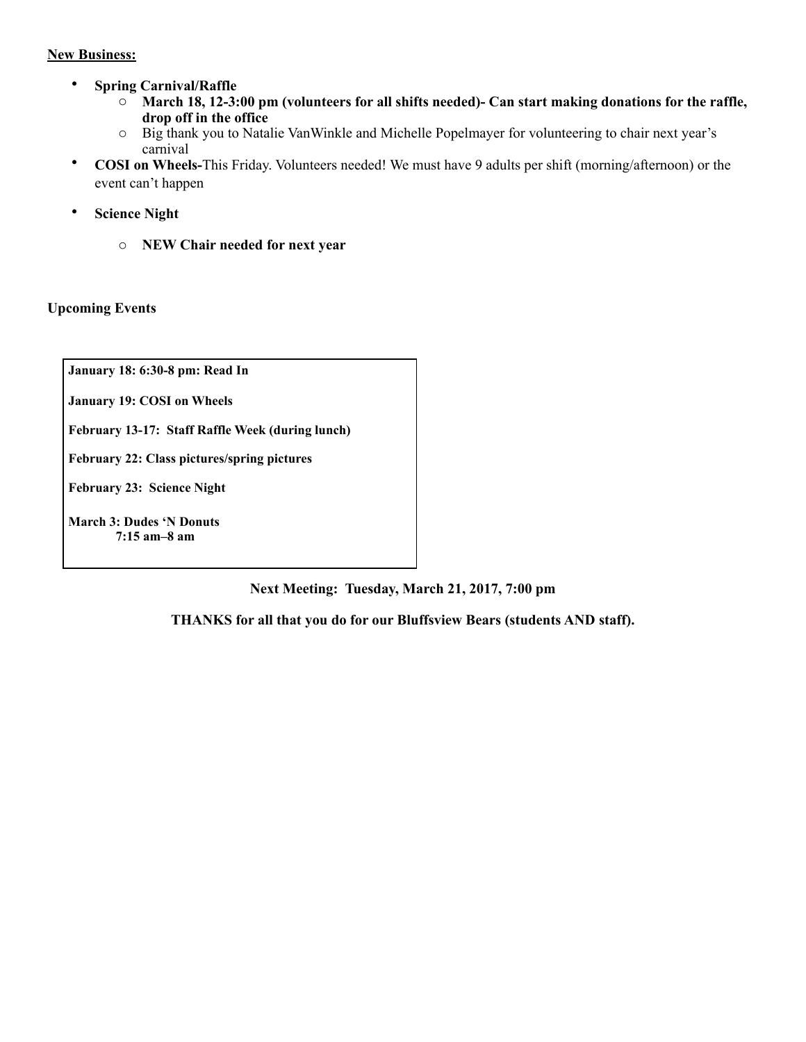**New Business:**

- **Spring Carnival/Raffle**
  - **March 18, 12-3:00 pm (volunteers for all shifts needed)- Can start making donations for the raffle, drop off in the office**
  - Big thank you to Natalie VanWinkle and Michelle Popelmayer for volunteering to chair next year's carnival
- **COSI on Wheels-**This Friday. Volunteers needed! We must have 9 adults per shift (morning/afternoon) or the event can't happen
- **Science Night**
  - **NEW Chair needed for next year**

**Upcoming Events**

**January 18: 6:30-8 pm: Read In**

**January 19: COSI on Wheels**

**February 13-17: Staff Raffle Week (during lunch)**

**February 22: Class pictures/spring pictures**

**February 23: Science Night**

**March 3: Dudes 'N Donuts**
**7:15 am–8 am**

**Next Meeting: Tuesday, March 21, 2017, 7:00 pm**

**THANKS for all that you do for our Bluffsview Bears (students AND staff).**